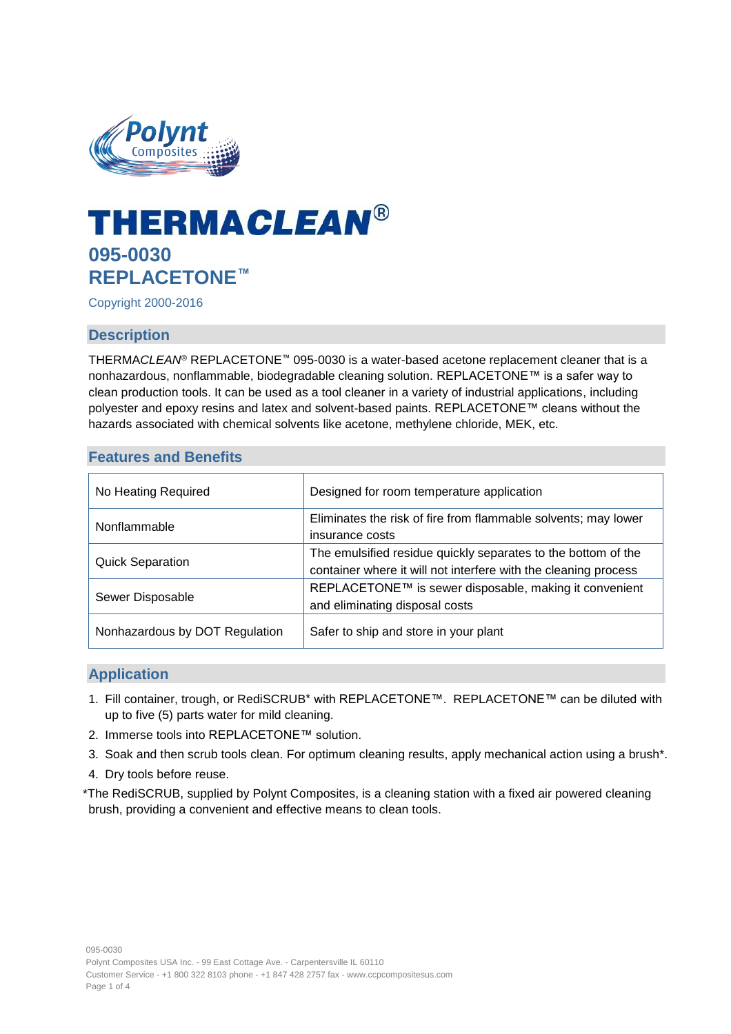# THERMA*CLEAN*®

## 095-0030
## REPLACETONE™

Copyright 2000-2016

## Description

THERMA*CLEAN*® REPLACETONE™ 095-0030 is a water-based acetone replacement cleaner that is a nonhazardous, nonflammable, biodegradable cleaning solution. REPLACETONE™ is a safer way to clean production tools. It can be used as a tool cleaner in a variety of industrial applications, including polyester and epoxy resins and latex and solvent-based paints. REPLACETONE™ cleans without the hazards associated with chemical solvents like acetone, methylene chloride, MEK, etc.

## Features and Benefits

| | |
|---|---|
| No Heating Required | Designed for room temperature application |
| Nonflammable | Eliminates the risk of fire from flammable solvents; may lower insurance costs |
| Quick Separation | The emulsified residue quickly separates to the bottom of the container where it will not interfere with the cleaning process |
| Sewer Disposable | REPLACETONE™ is sewer disposable, making it convenient and eliminating disposal costs |
| Nonhazardous by DOT Regulation | Safer to ship and store in your plant |

## Application

1. Fill container, trough, or RediSCRUB* with REPLACETONE™. REPLACETONE™ can be diluted with up to five (5) parts water for mild cleaning.
2. Immerse tools into REPLACETONE™ solution.
3. Soak and then scrub tools clean. For optimum cleaning results, apply mechanical action using a brush*.
4. Dry tools before reuse.

*The RediSCRUB, supplied by Polynt Composites, is a cleaning station with a fixed air powered cleaning brush, providing a convenient and effective means to clean tools.

095-0030
Polynt Composites USA Inc. - 99 East Cottage Ave. - Carpentersville IL 60110
Customer Service - +1 800 322 8103 phone - +1 847 428 2757 fax - www.ccpcompositesus.com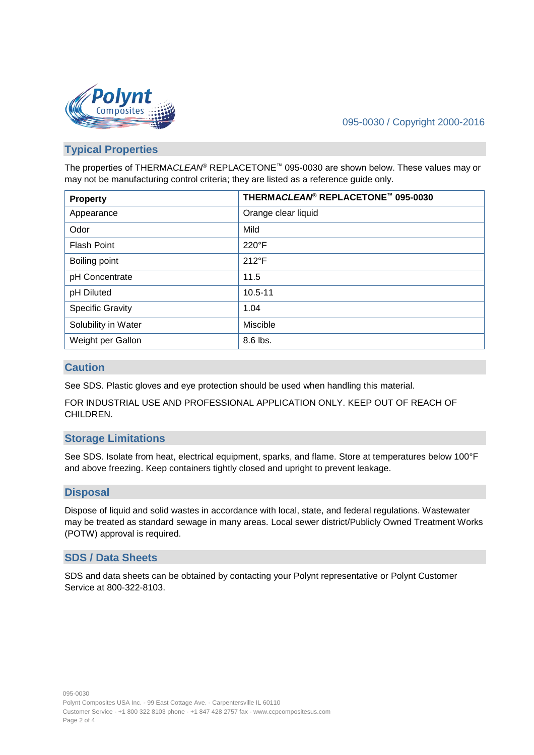## Typical Properties

The properties of THERMA*CLEAN*® REPLACETONE™ 095-0030 are shown below. These values may or may not be manufacturing control criteria; they are listed as a reference guide only.

| Property | THERMA*CLEAN*® REPLACETONE™ 095-0030 |
|---|---|
| Appearance | Orange clear liquid |
| Odor | Mild |
| Flash Point | 220°F |
| Boiling point | 212°F |
| pH Concentrate | 11.5 |
| pH Diluted | 10.5-11 |
| Specific Gravity | 1.04 |
| Solubility in Water | Miscible |
| Weight per Gallon | 8.6 lbs. |

## Caution

See SDS. Plastic gloves and eye protection should be used when handling this material.

FOR INDUSTRIAL USE AND PROFESSIONAL APPLICATION ONLY. KEEP OUT OF REACH OF CHILDREN.

## Storage Limitations

See SDS. Isolate from heat, electrical equipment, sparks, and flame. Store at temperatures below 100°F and above freezing. Keep containers tightly closed and upright to prevent leakage.

## Disposal

Dispose of liquid and solid wastes in accordance with local, state, and federal regulations. Wastewater may be treated as standard sewage in many areas. Local sewer district/Publicly Owned Treatment Works (POTW) approval is required.

## SDS / Data Sheets

SDS and data sheets can be obtained by contacting your Polynt representative or Polynt Customer Service at 800-322-8103.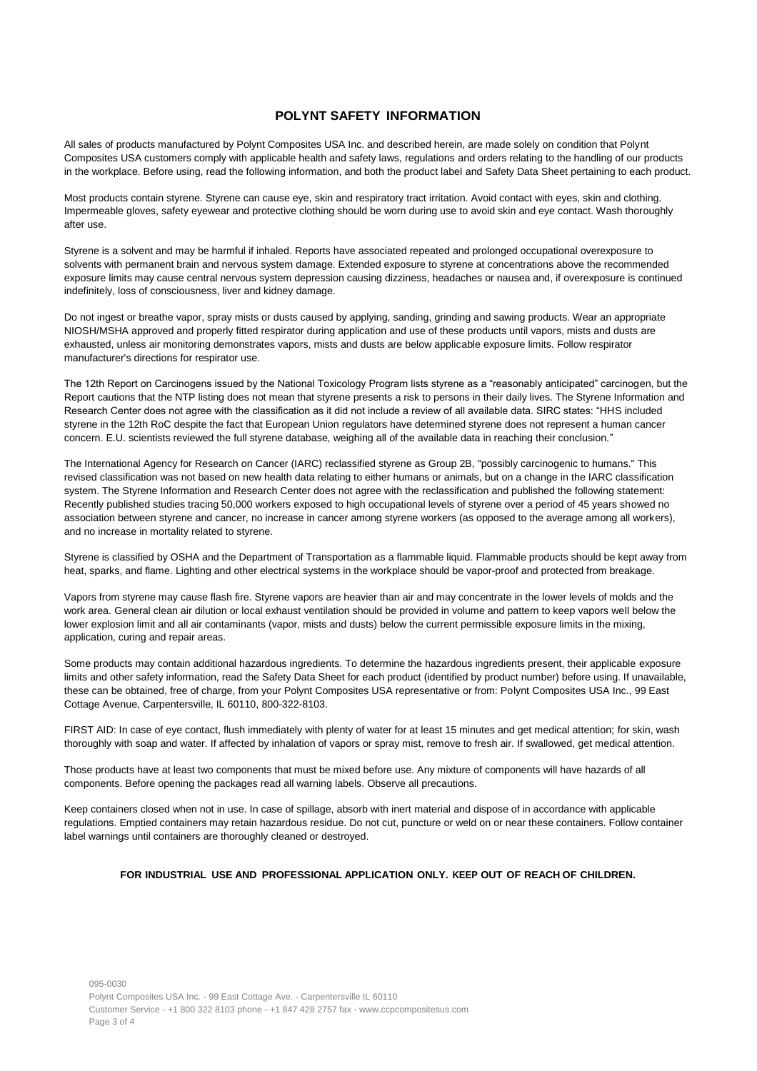## POLYNT SAFETY INFORMATION

All sales of products manufactured by Polynt Composites USA Inc. and described herein, are made solely on condition that Polynt Composites USA customers comply with applicable health and safety laws, regulations and orders relating to the handling of our products in the workplace. Before using, read the following information, and both the product label and Safety Data Sheet pertaining to each product.

Most products contain styrene. Styrene can cause eye, skin and respiratory tract irritation. Avoid contact with eyes, skin and clothing. Impermeable gloves, safety eyewear and protective clothing should be worn during use to avoid skin and eye contact. Wash thoroughly after use.

Styrene is a solvent and may be harmful if inhaled. Reports have associated repeated and prolonged occupational overexposure to solvents with permanent brain and nervous system damage. Extended exposure to styrene at concentrations above the recommended exposure limits may cause central nervous system depression causing dizziness, headaches or nausea and, if overexposure is continued indefinitely, loss of consciousness, liver and kidney damage.

Do not ingest or breathe vapor, spray mists or dusts caused by applying, sanding, grinding and sawing products. Wear an appropriate NIOSH/MSHA approved and properly fitted respirator during application and use of these products until vapors, mists and dusts are exhausted, unless air monitoring demonstrates vapors, mists and dusts are below applicable exposure limits. Follow respirator manufacturer's directions for respirator use.

The 12th Report on Carcinogens issued by the National Toxicology Program lists styrene as a "reasonably anticipated" carcinogen, but the Report cautions that the NTP listing does not mean that styrene presents a risk to persons in their daily lives. The Styrene Information and Research Center does not agree with the classification as it did not include a review of all available data. SIRC states: "HHS included styrene in the 12th RoC despite the fact that European Union regulators have determined styrene does not represent a human cancer concern. E.U. scientists reviewed the full styrene database, weighing all of the available data in reaching their conclusion."

The International Agency for Research on Cancer (IARC) reclassified styrene as Group 2B, "possibly carcinogenic to humans." This revised classification was not based on new health data relating to either humans or animals, but on a change in the IARC classification system. The Styrene Information and Research Center does not agree with the reclassification and published the following statement: Recently published studies tracing 50,000 workers exposed to high occupational levels of styrene over a period of 45 years showed no association between styrene and cancer, no increase in cancer among styrene workers (as opposed to the average among all workers), and no increase in mortality related to styrene.

Styrene is classified by OSHA and the Department of Transportation as a flammable liquid. Flammable products should be kept away from heat, sparks, and flame. Lighting and other electrical systems in the workplace should be vapor-proof and protected from breakage.

Vapors from styrene may cause flash fire. Styrene vapors are heavier than air and may concentrate in the lower levels of molds and the work area. General clean air dilution or local exhaust ventilation should be provided in volume and pattern to keep vapors well below the lower explosion limit and all air contaminants (vapor, mists and dusts) below the current permissible exposure limits in the mixing, application, curing and repair areas.

Some products may contain additional hazardous ingredients. To determine the hazardous ingredients present, their applicable exposure limits and other safety information, read the Safety Data Sheet for each product (identified by product number) before using. If unavailable, these can be obtained, free of charge, from your Polynt Composites USA representative or from: Polynt Composites USA Inc., 99 East Cottage Avenue, Carpentersville, IL 60110, 800-322-8103.

FIRST AID: In case of eye contact, flush immediately with plenty of water for at least 15 minutes and get medical attention; for skin, wash thoroughly with soap and water. If affected by inhalation of vapors or spray mist, remove to fresh air. If swallowed, get medical attention.

Those products have at least two components that must be mixed before use. Any mixture of components will have hazards of all components. Before opening the packages read all warning labels. Observe all precautions.

Keep containers closed when not in use. In case of spillage, absorb with inert material and dispose of in accordance with applicable regulations. Emptied containers may retain hazardous residue. Do not cut, puncture or weld on or near these containers. Follow container label warnings until containers are thoroughly cleaned or destroyed.

**FOR INDUSTRIAL USE AND PROFESSIONAL APPLICATION ONLY. KEEP OUT OF REACH OF CHILDREN.**

095-0030
Polynt Composites USA Inc. - 99 East Cottage Ave. - Carpentersville IL 60110
Customer Service - +1 800 322 8103 phone - +1 847 428 2757 fax - www.ccpcompositesus.com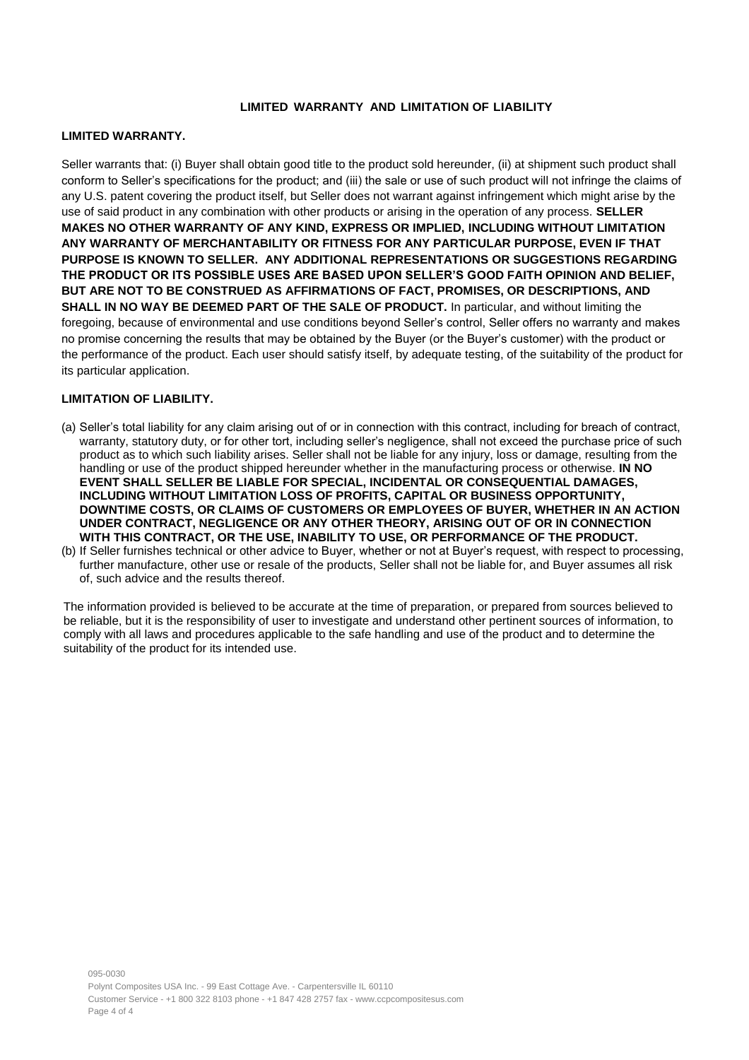## LIMITED WARRANTY AND LIMITATION OF LIABILITY

### LIMITED WARRANTY.

Seller warrants that: (i) Buyer shall obtain good title to the product sold hereunder, (ii) at shipment such product shall conform to Seller's specifications for the product; and (iii) the sale or use of such product will not infringe the claims of any U.S. patent covering the product itself, but Seller does not warrant against infringement which might arise by the use of said product in any combination with other products or arising in the operation of any process. **SELLER MAKES NO OTHER WARRANTY OF ANY KIND, EXPRESS OR IMPLIED, INCLUDING WITHOUT LIMITATION ANY WARRANTY OF MERCHANTABILITY OR FITNESS FOR ANY PARTICULAR PURPOSE, EVEN IF THAT PURPOSE IS KNOWN TO SELLER. ANY ADDITIONAL REPRESENTATIONS OR SUGGESTIONS REGARDING THE PRODUCT OR ITS POSSIBLE USES ARE BASED UPON SELLER'S GOOD FAITH OPINION AND BELIEF, BUT ARE NOT TO BE CONSTRUED AS AFFIRMATIONS OF FACT, PROMISES, OR DESCRIPTIONS, AND SHALL IN NO WAY BE DEEMED PART OF THE SALE OF PRODUCT.** In particular, and without limiting the foregoing, because of environmental and use conditions beyond Seller's control, Seller offers no warranty and makes no promise concerning the results that may be obtained by the Buyer (or the Buyer's customer) with the product or the performance of the product. Each user should satisfy itself, by adequate testing, of the suitability of the product for its particular application.

### LIMITATION OF LIABILITY.

(a) Seller's total liability for any claim arising out of or in connection with this contract, including for breach of contract, warranty, statutory duty, or for other tort, including seller's negligence, shall not exceed the purchase price of such product as to which such liability arises. Seller shall not be liable for any injury, loss or damage, resulting from the handling or use of the product shipped hereunder whether in the manufacturing process or otherwise. **IN NO EVENT SHALL SELLER BE LIABLE FOR SPECIAL, INCIDENTAL OR CONSEQUENTIAL DAMAGES, INCLUDING WITHOUT LIMITATION LOSS OF PROFITS, CAPITAL OR BUSINESS OPPORTUNITY, DOWNTIME COSTS, OR CLAIMS OF CUSTOMERS OR EMPLOYEES OF BUYER, WHETHER IN AN ACTION UNDER CONTRACT, NEGLIGENCE OR ANY OTHER THEORY, ARISING OUT OF OR IN CONNECTION WITH THIS CONTRACT, OR THE USE, INABILITY TO USE, OR PERFORMANCE OF THE PRODUCT.**

(b) If Seller furnishes technical or other advice to Buyer, whether or not at Buyer's request, with respect to processing, further manufacture, other use or resale of the products, Seller shall not be liable for, and Buyer assumes all risk of, such advice and the results thereof.

The information provided is believed to be accurate at the time of preparation, or prepared from sources believed to be reliable, but it is the responsibility of user to investigate and understand other pertinent sources of information, to comply with all laws and procedures applicable to the safe handling and use of the product and to determine the suitability of the product for its intended use.

095-0030
Polynt Composites USA Inc. - 99 East Cottage Ave. - Carpentersville IL 60110
Customer Service - +1 800 322 8103 phone - +1 847 428 2757 fax - www.ccpcompositesus.com